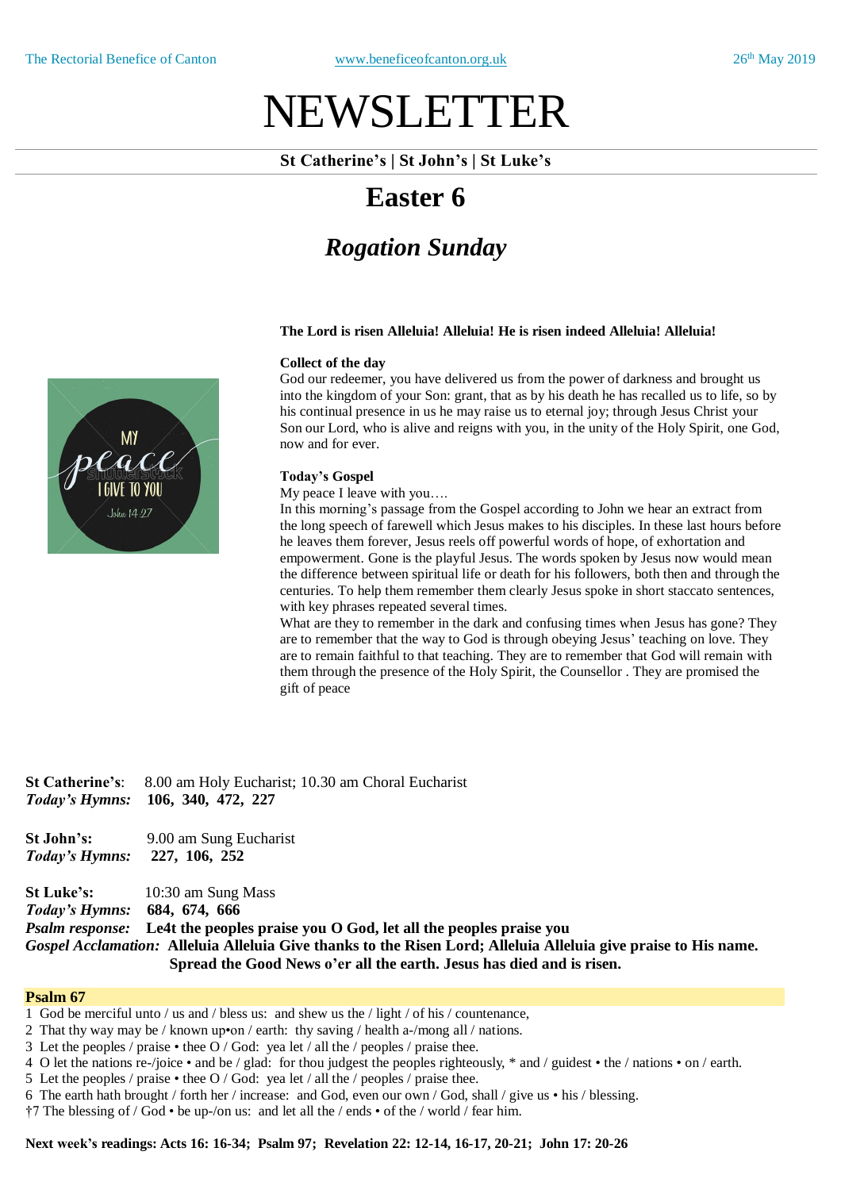# NEWSLETTER

**St Catherine's | St John's | St Luke's**

## Easter 6

## *Rogation Sunday*

**The Lord is risen Alleluia! Alleluia! He is risen indeed Alleluia! Alleluia!**

**Collect of the day**

God our redeemer, you have delivered us from the power of darkness and brought us into the kingdom of your Son: grant, that as by his death he has recalled us to life, so by his continual presence in us he may raise us to eternal joy; through Jesus Christ your Son our Lord, who is alive and reigns with you, in the unity of the Holy Spirit, one God, now and for ever.

**Today's Gospel**

My peace I leave with you….

In this morning's passage from the Gospel according to John we hear an extract from the long speech of farewell which Jesus makes to his disciples. In these last hours before he leaves them forever, Jesus reels off powerful words of hope, of exhortation and empowerment. Gone is the playful Jesus. The words spoken by Jesus now would mean the difference between spiritual life or death for his followers, both then and through the centuries. To help them remember them clearly Jesus spoke in short staccato sentences, with key phrases repeated several times.

What are they to remember in the dark and confusing times when Jesus has gone? They are to remember that the way to God is through obeying Jesus' teaching on love. They are to remain faithful to that teaching. They are to remember that God will remain with them through the presence of the Holy Spirit, the Counsellor . They are promised the gift of peace

**St Catherine's**: 8.00 am Holy Eucharist; 10.30 am Choral Eucharist
***Today's Hymns:*** **106, 340, 472, 227**

**St John's:** 9.00 am Sung Eucharist
***Today's Hymns:*** **227, 106, 252**

**St Luke's:** 10:30 am Sung Mass
***Today's Hymns:*** **684, 674, 666**
***Psalm response:*** **Le4t the peoples praise you O God, let all the peoples praise you**
***Gospel Acclamation:*** **Alleluia Alleluia Give thanks to the Risen Lord; Alleluia Alleluia give praise to His name. Spread the Good News o'er all the earth. Jesus has died and is risen.**

**Psalm 67**

1 God be merciful unto / us and / bless us: and shew us the / light / of his / countenance,
2 That thy way may be / known up•on / earth: thy saving / health a-/mong all / nations.
3 Let the peoples / praise • thee O / God: yea let / all the / peoples / praise thee.
4 O let the nations re-/joice • and be / glad: for thou judgest the peoples righteously, * and / guidest • the / nations • on / earth.
5 Let the peoples / praise • thee O / God: yea let / all the / peoples / praise thee.
6 The earth hath brought / forth her / increase: and God, even our own / God, shall / give us • his / blessing.
†7 The blessing of / God • be up-/on us: and let all the / ends • of the / world / fear him.

**Next week's readings: Acts 16: 16-34; Psalm 97; Revelation 22: 12-14, 16-17, 20-21; John 17: 20-26**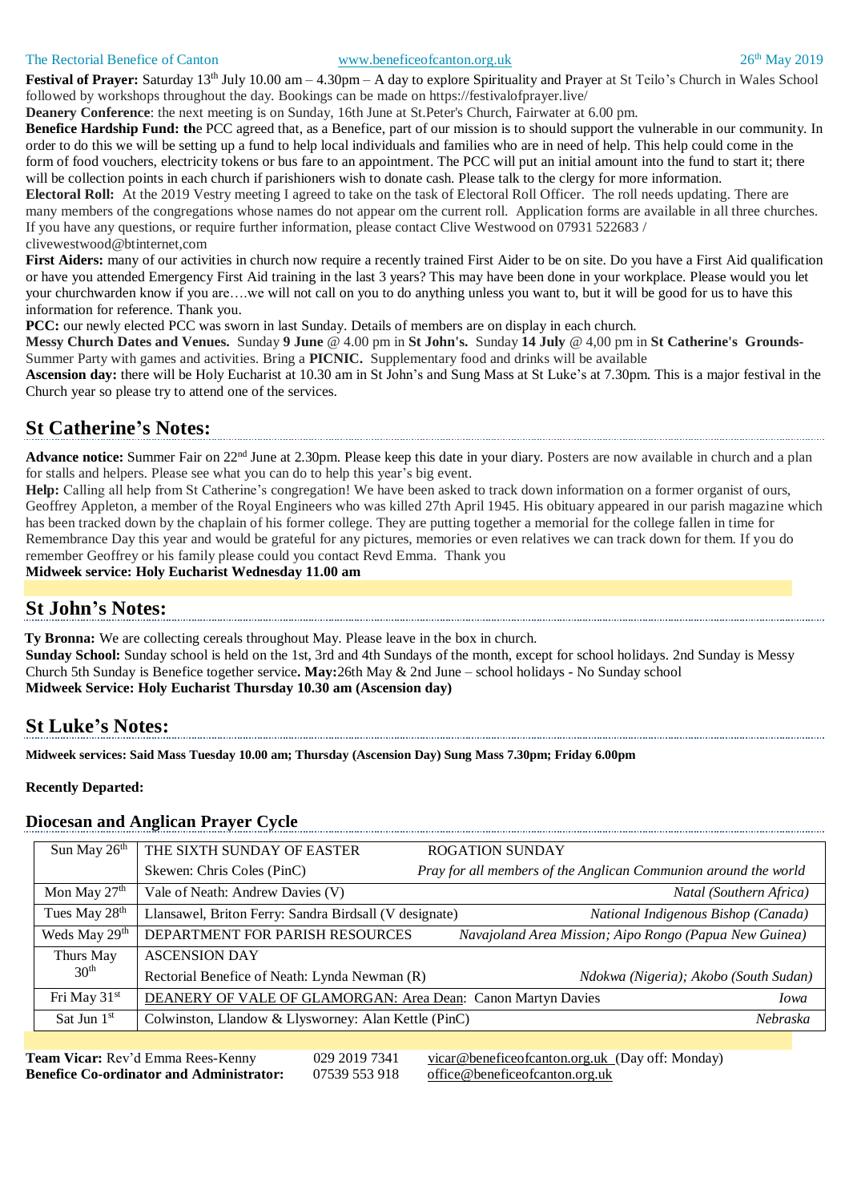**Festival of Prayer:** Saturday 13th July 10.00 am – 4.30pm – A day to explore Spirituality and Prayer at St Teilo's Church in Wales School followed by workshops throughout the day. Bookings can be made on https://festivalofprayer.live/

**Deanery Conference**: the next meeting is on Sunday, 16th June at St.Peter's Church, Fairwater at 6.00 pm.

**Benefice Hardship Fund: th**e PCC agreed that, as a Benefice, part of our mission is to should support the vulnerable in our community. In order to do this we will be setting up a fund to help local individuals and families who are in need of help. This help could come in the form of food vouchers, electricity tokens or bus fare to an appointment. The PCC will put an initial amount into the fund to start it; there will be collection points in each church if parishioners wish to donate cash. Please talk to the clergy for more information.

**Electoral Roll:** At the 2019 Vestry meeting I agreed to take on the task of Electoral Roll Officer. The roll needs updating. There are many members of the congregations whose names do not appear om the current roll. Application forms are available in all three churches. If you have any questions, or require further information, please contact Clive Westwood on 07931 522683 / clivewestwood@btinternet,com

**First Aiders:** many of our activities in church now require a recently trained First Aider to be on site. Do you have a First Aid qualification or have you attended Emergency First Aid training in the last 3 years? This may have been done in your workplace. Please would you let your churchwarden know if you are….we will not call on you to do anything unless you want to, but it will be good for us to have this information for reference. Thank you.

**PCC:** our newly elected PCC was sworn in last Sunday. Details of members are on display in each church.

**Messy Church Dates and Venues.** Sunday **9 June** @ 4.00 pm in **St John's.** Sunday **14 July** @ 4,00 pm in **St Catherine's Grounds**- Summer Party with games and activities. Bring a **PICNIC.** Supplementary food and drinks will be available

**Ascension day:** there will be Holy Eucharist at 10.30 am in St John's and Sung Mass at St Luke's at 7.30pm. This is a major festival in the Church year so please try to attend one of the services.

## St Catherine's Notes:

**Advance notice:** Summer Fair on 22nd June at 2.30pm. Please keep this date in your diary. Posters are now available in church and a plan for stalls and helpers. Please see what you can do to help this year's big event.

**Help:** Calling all help from St Catherine's congregation! We have been asked to track down information on a former organist of ours, Geoffrey Appleton, a member of the Royal Engineers who was killed 27th April 1945. His obituary appeared in our parish magazine which has been tracked down by the chaplain of his former college. They are putting together a memorial for the college fallen in time for Remembrance Day this year and would be grateful for any pictures, memories or even relatives we can track down for them. If you do remember Geoffrey or his family please could you contact Revd Emma. Thank you

**Midweek service: Holy Eucharist Wednesday 11.00 am**

## St John's Notes:

**Ty Bronna:** We are collecting cereals throughout May. Please leave in the box in church.

**Sunday School:** Sunday school is held on the 1st, 3rd and 4th Sundays of the month, except for school holidays. 2nd Sunday is Messy Church 5th Sunday is Benefice together service**. May:**26th May & 2nd June – school holidays - No Sunday school

**Midweek Service: Holy Eucharist Thursday 10.30 am (Ascension day)**

## St Luke's Notes:

**Midweek services: Said Mass Tuesday 10.00 am; Thursday (Ascension Day) Sung Mass 7.30pm; Friday 6.00pm**

**Recently Departed:**

## Diocesan and Anglican Prayer Cycle

| | | |
|---|---|---|
| Sun May 26th | THE SIXTH SUNDAY OF EASTER | ROGATION SUNDAY |
| | Skewen: Chris Coles (PinC) | *Pray for all members of the Anglican Communion around the world* |
| Mon May 27th | Vale of Neath: Andrew Davies (V) | *Natal (Southern Africa)* |
| Tues May 28th | Llansawel, Briton Ferry: Sandra Birdsall (V designate) | *National Indigenous Bishop (Canada)* |
| Weds May 29th | DEPARTMENT FOR PARISH RESOURCES | *Navajoland Area Mission; Aipo Rongo (Papua New Guinea)* |
| Thurs May 30th | ASCENSION DAY | |
| | Rectorial Benefice of Neath: Lynda Newman (R) | *Ndokwa (Nigeria); Akobo (South Sudan)* |
| Fri May 31st | DEANERY OF VALE OF GLAMORGAN: Area Dean: Canon Martyn Davies | *Iowa* |
| Sat Jun 1st | Colwinston, Llandow & Llysworney: Alan Kettle (PinC) | *Nebraska* |

**Team Vicar:** Rev'd Emma Rees-Kenny 029 2019 7341 vicar@beneficeofcanton.org.uk (Day off: Monday)
**Benefice Co-ordinator and Administrator:** 07539 553 918 office@beneficeofcanton.org.uk